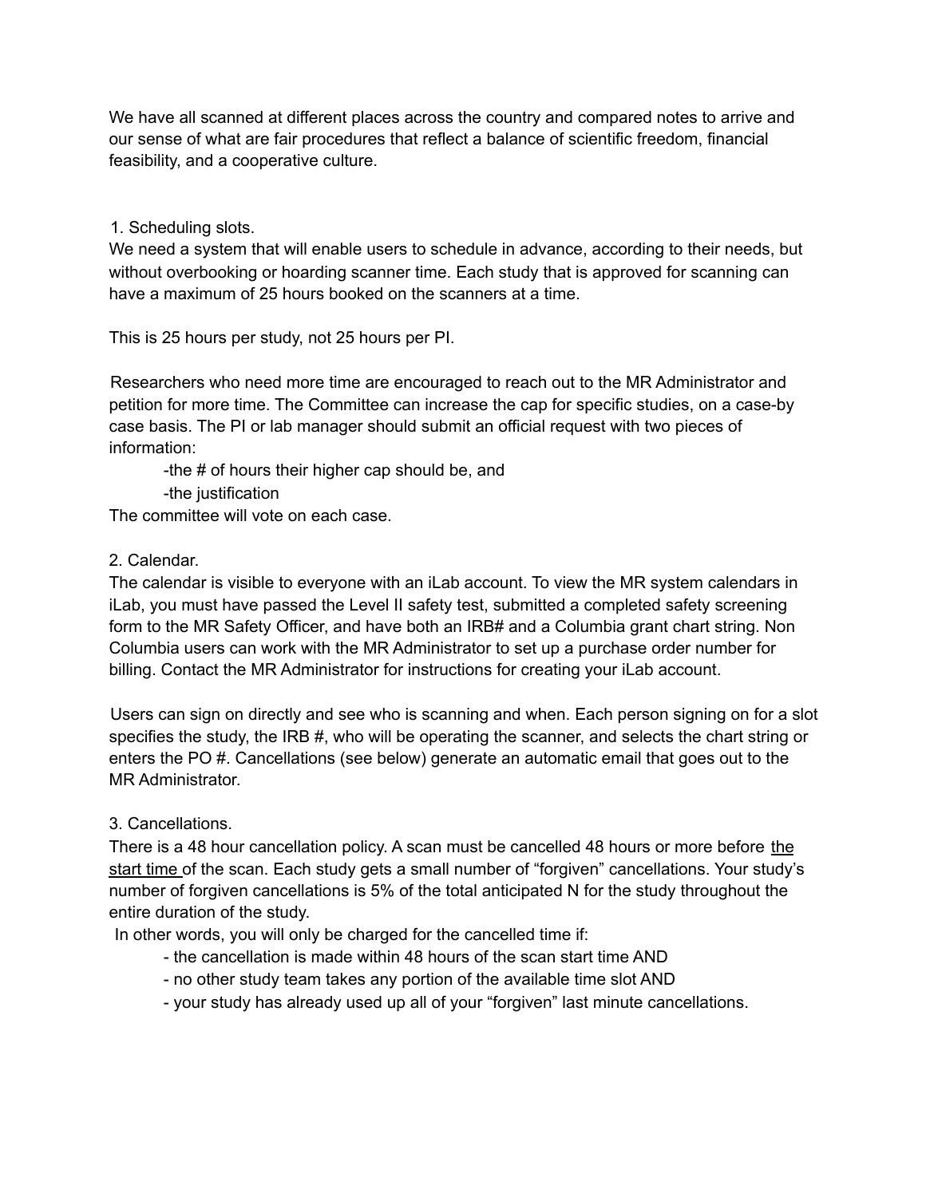We have all scanned at different places across the country and compared notes to arrive and our sense of what are fair procedures that reflect a balance of scientific freedom, financial feasibility, and a cooperative culture.

1. Scheduling slots.

We need a system that will enable users to schedule in advance, according to their needs, but without overbooking or hoarding scanner time. Each study that is approved for scanning can have a maximum of 25 hours booked on the scanners at a time.

This is 25 hours per study, not 25 hours per PI.

Researchers who need more time are encouraged to reach out to the MR Administrator and petition for more time. The Committee can increase the cap for specific studies, on a case-by case basis. The PI or lab manager should submit an official request with two pieces of information:

- the # of hours their higher cap should be, and
- the justification

The committee will vote on each case.

2. Calendar.

The calendar is visible to everyone with an iLab account. To view the MR system calendars in iLab, you must have passed the Level II safety test, submitted a completed safety screening form to the MR Safety Officer, and have both an IRB# and a Columbia grant chart string. Non Columbia users can work with the MR Administrator to set up a purchase order number for billing. Contact the MR Administrator for instructions for creating your iLab account.

Users can sign on directly and see who is scanning and when. Each person signing on for a slot specifies the study, the IRB #, who will be operating the scanner, and selects the chart string or enters the PO #. Cancellations (see below) generate an automatic email that goes out to the MR Administrator.

3. Cancellations.

There is a 48 hour cancellation policy. A scan must be cancelled 48 hours or more before <u>the start time</u> of the scan. Each study gets a small number of "forgiven" cancellations. Your study's number of forgiven cancellations is 5% of the total anticipated N for the study throughout the entire duration of the study.

In other words, you will only be charged for the cancelled time if:

- the cancellation is made within 48 hours of the scan start time AND
- no other study team takes any portion of the available time slot AND
- your study has already used up all of your "forgiven" last minute cancellations.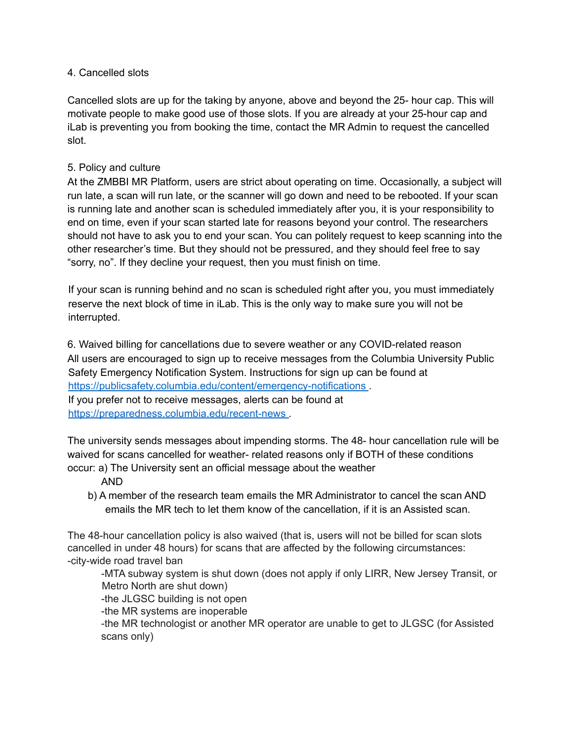4. Cancelled slots

Cancelled slots are up for the taking by anyone, above and beyond the 25- hour cap. This will motivate people to make good use of those slots. If you are already at your 25-hour cap and iLab is preventing you from booking the time, contact the MR Admin to request the cancelled slot.

5. Policy and culture

At the ZMBBI MR Platform, users are strict about operating on time. Occasionally, a subject will run late, a scan will run late, or the scanner will go down and need to be rebooted. If your scan is running late and another scan is scheduled immediately after you, it is your responsibility to end on time, even if your scan started late for reasons beyond your control. The researchers should not have to ask you to end your scan. You can politely request to keep scanning into the other researcher's time. But they should not be pressured, and they should feel free to say "sorry, no". If they decline your request, then you must finish on time.

If your scan is running behind and no scan is scheduled right after you, you must immediately reserve the next block of time in iLab. This is the only way to make sure you will not be interrupted.

6. Waived billing for cancellations due to severe weather or any COVID-related reason

All users are encouraged to sign up to receive messages from the Columbia University Public Safety Emergency Notification System. Instructions for sign up can be found at [https://publicsafety.columbia.edu/content/emergency-notifications](https://publicsafety.columbia.edu/content/emergency-notifications) .
If you prefer not to receive messages, alerts can be found at [https://preparedness.columbia.edu/recent-news](https://preparedness.columbia.edu/recent-news) .

The university sends messages about impending storms. The 48- hour cancellation rule will be waived for scans cancelled for weather- related reasons only if BOTH of these conditions occur: a) The University sent an official message about the weather

AND

b) A member of the research team emails the MR Administrator to cancel the scan AND emails the MR tech to let them know of the cancellation, if it is an Assisted scan.

The 48-hour cancellation policy is also waived (that is, users will not be billed for scan slots cancelled in under 48 hours) for scans that are affected by the following circumstances:

- city-wide road travel ban
- MTA subway system is shut down (does not apply if only LIRR, New Jersey Transit, or Metro North are shut down)
- the JLGSC building is not open
- the MR systems are inoperable
- the MR technologist or another MR operator are unable to get to JLGSC (for Assisted scans only)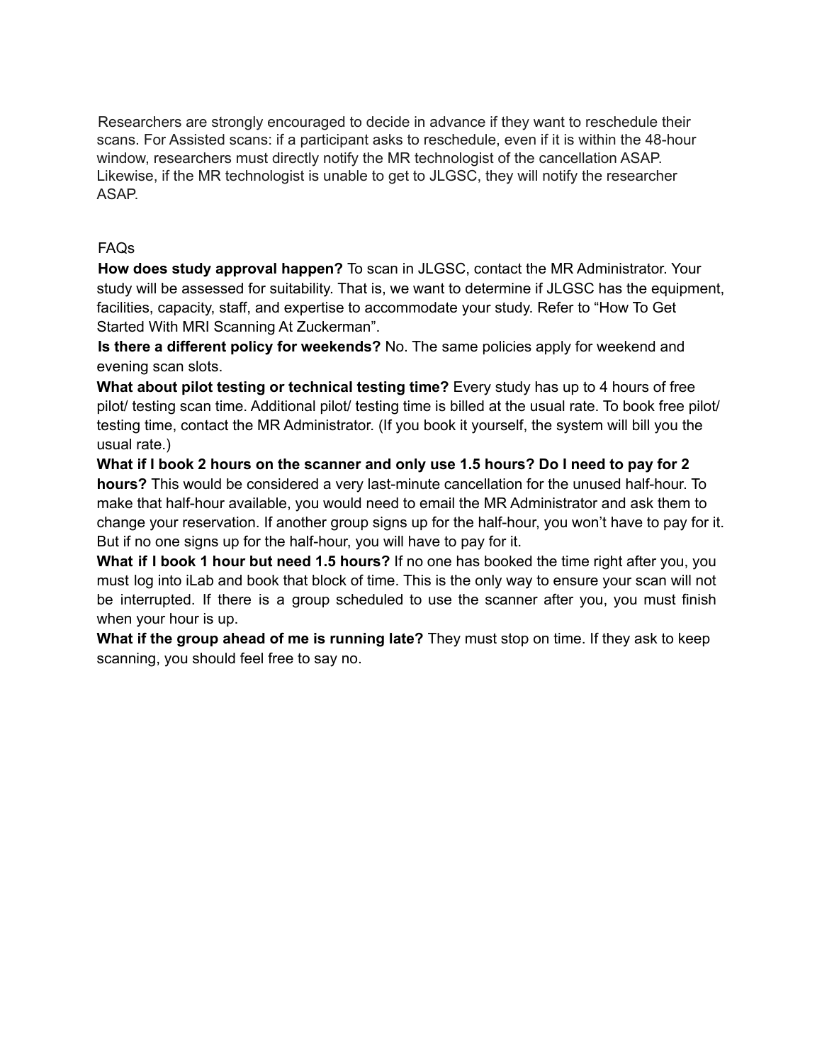Researchers are strongly encouraged to decide in advance if they want to reschedule their scans. For Assisted scans: if a participant asks to reschedule, even if it is within the 48-hour window, researchers must directly notify the MR technologist of the cancellation ASAP. Likewise, if the MR technologist is unable to get to JLGSC, they will notify the researcher ASAP.

## FAQs

**How does study approval happen?** To scan in JLGSC, contact the MR Administrator. Your study will be assessed for suitability. That is, we want to determine if JLGSC has the equipment, facilities, capacity, staff, and expertise to accommodate your study. Refer to "How To Get Started With MRI Scanning At Zuckerman".

**Is there a different policy for weekends?** No. The same policies apply for weekend and evening scan slots.

**What about pilot testing or technical testing time?** Every study has up to 4 hours of free pilot/ testing scan time. Additional pilot/ testing time is billed at the usual rate. To book free pilot/ testing time, contact the MR Administrator. (If you book it yourself, the system will bill you the usual rate.)

**What if I book 2 hours on the scanner and only use 1.5 hours? Do I need to pay for 2 hours?** This would be considered a very last-minute cancellation for the unused half-hour. To make that half-hour available, you would need to email the MR Administrator and ask them to change your reservation. If another group signs up for the half-hour, you won't have to pay for it. But if no one signs up for the half-hour, you will have to pay for it.

**What if I book 1 hour but need 1.5 hours?** If no one has booked the time right after you, you must log into iLab and book that block of time. This is the only way to ensure your scan will not be interrupted. If there is a group scheduled to use the scanner after you, you must finish when your hour is up.

**What if the group ahead of me is running late?** They must stop on time. If they ask to keep scanning, you should feel free to say no.